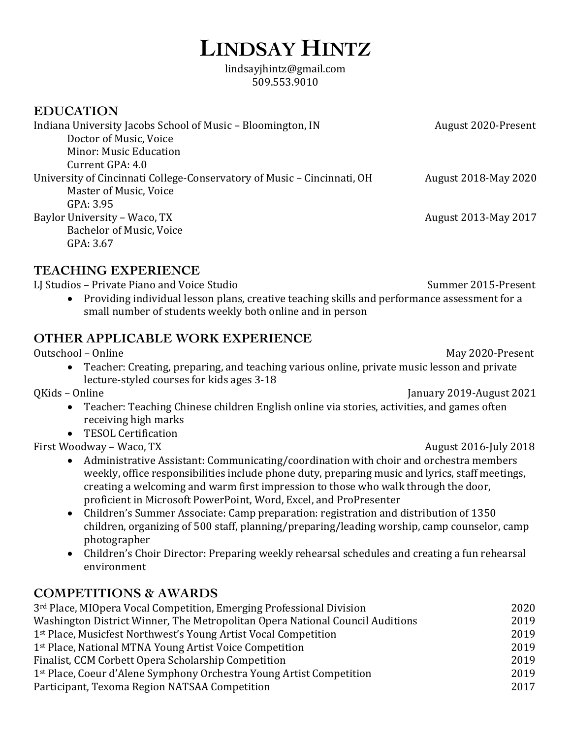# LINDSAY HINTZ

lindsayjhintz@gmail.com
509.553.9010

## EDUCATION

Indiana University Jacobs School of Music – Bloomington, IN — August 2020-Present
- Doctor of Music, Voice
- Minor: Music Education
- Current GPA: 4.0

University of Cincinnati College-Conservatory of Music – Cincinnati, OH — August 2018-May 2020
- Master of Music, Voice
- GPA: 3.95

Baylor University – Waco, TX — August 2013-May 2017
- Bachelor of Music, Voice
- GPA: 3.67

## TEACHING EXPERIENCE

LJ Studios – Private Piano and Voice Studio — Summer 2015-Present
- Providing individual lesson plans, creative teaching skills and performance assessment for a small number of students weekly both online and in person

## OTHER APPLICABLE WORK EXPERIENCE

Outschool – Online — May 2020-Present
- Teacher: Creating, preparing, and teaching various online, private music lesson and private lecture-styled courses for kids ages 3-18

QKids – Online — January 2019-August 2021
- Teacher: Teaching Chinese children English online via stories, activities, and games often receiving high marks
- TESOL Certification

First Woodway – Waco, TX — August 2016-July 2018
- Administrative Assistant: Communicating/coordination with choir and orchestra members weekly, office responsibilities include phone duty, preparing music and lyrics, staff meetings, creating a welcoming and warm first impression to those who walk through the door, proficient in Microsoft PowerPoint, Word, Excel, and ProPresenter
- Children's Summer Associate: Camp preparation: registration and distribution of 1350 children, organizing of 500 staff, planning/preparing/leading worship, camp counselor, camp photographer
- Children's Choir Director: Preparing weekly rehearsal schedules and creating a fun rehearsal environment

## COMPETITIONS & AWARDS

| Award | Year |
|---|---|
| 3rd Place, MIOpera Vocal Competition, Emerging Professional Division | 2020 |
| Washington District Winner, The Metropolitan Opera National Council Auditions | 2019 |
| 1st Place, Musicfest Northwest's Young Artist Vocal Competition | 2019 |
| 1st Place, National MTNA Young Artist Voice Competition | 2019 |
| Finalist, CCM Corbett Opera Scholarship Competition | 2019 |
| 1st Place, Coeur d'Alene Symphony Orchestra Young Artist Competition | 2019 |
| Participant, Texoma Region NATSAA Competition | 2017 |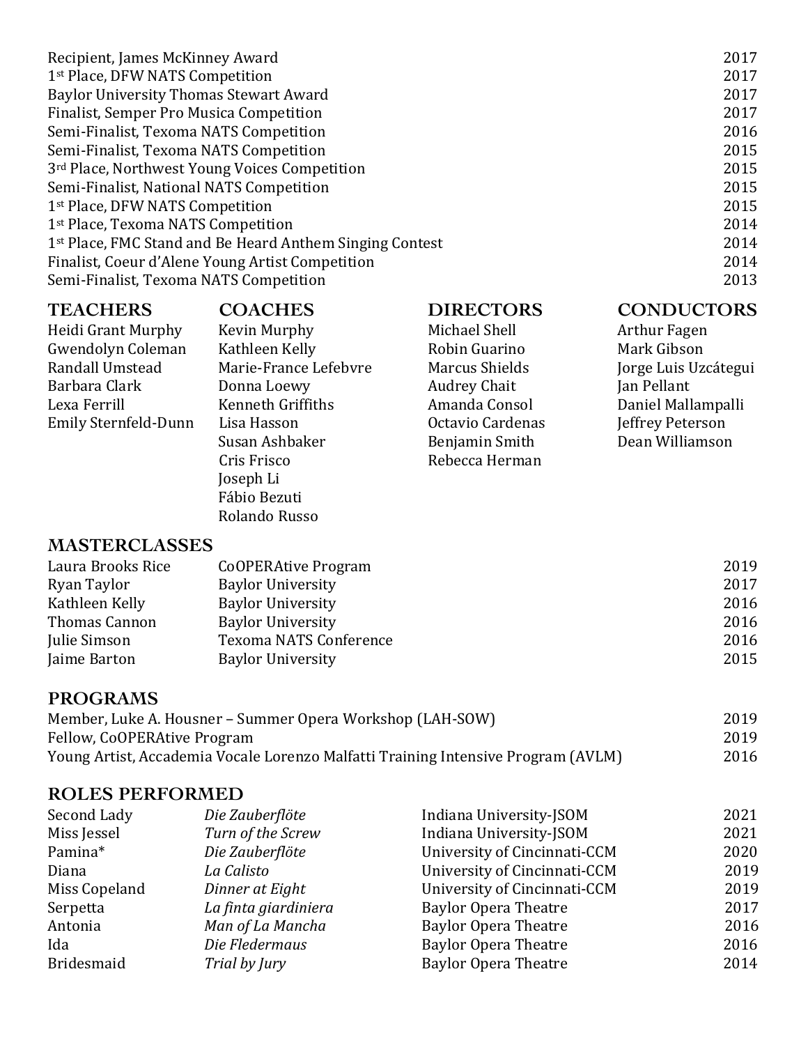| | |
|---|---|
| Recipient, James McKinney Award | 2017 |
| 1st Place, DFW NATS Competition | 2017 |
| Baylor University Thomas Stewart Award | 2017 |
| Finalist, Semper Pro Musica Competition | 2017 |
| Semi-Finalist, Texoma NATS Competition | 2016 |
| Semi-Finalist, Texoma NATS Competition | 2015 |
| 3rd Place, Northwest Young Voices Competition | 2015 |
| Semi-Finalist, National NATS Competition | 2015 |
| 1st Place, DFW NATS Competition | 2015 |
| 1st Place, Texoma NATS Competition | 2014 |
| 1st Place, FMC Stand and Be Heard Anthem Singing Contest | 2014 |
| Finalist, Coeur d'Alene Young Artist Competition | 2014 |
| Semi-Finalist, Texoma NATS Competition | 2013 |

| TEACHERS | COACHES | DIRECTORS | CONDUCTORS |
|---|---|---|---|
| Heidi Grant Murphy | Kevin Murphy | Michael Shell | Arthur Fagen |
| Gwendolyn Coleman | Kathleen Kelly | Robin Guarino | Mark Gibson |
| Randall Umstead | Marie-France Lefebvre | Marcus Shields | Jorge Luis Uzcátegui |
| Barbara Clark | Donna Loewy | Audrey Chait | Jan Pellant |
| Lexa Ferrill | Kenneth Griffiths | Amanda Consol | Daniel Mallampalli |
| Emily Sternfeld-Dunn | Lisa Hasson | Octavio Cardenas | Jeffrey Peterson |
| | Susan Ashbaker | Benjamin Smith | Dean Williamson |
| | Cris Frisco | Rebecca Herman | |
| | Joseph Li | | |
| | Fábio Bezuti | | |
| | Rolando Russo | | |

## MASTERCLASSES

| | | |
|---|---|---|
| Laura Brooks Rice | CoOPERAtive Program | 2019 |
| Ryan Taylor | Baylor University | 2017 |
| Kathleen Kelly | Baylor University | 2016 |
| Thomas Cannon | Baylor University | 2016 |
| Julie Simson | Texoma NATS Conference | 2016 |
| Jaime Barton | Baylor University | 2015 |

## PROGRAMS

| | |
|---|---|
| Member, Luke A. Housner – Summer Opera Workshop (LAH-SOW) | 2019 |
| Fellow, CoOPERAtive Program | 2019 |
| Young Artist, Accademia Vocale Lorenzo Malfatti Training Intensive Program (AVLM) | 2016 |

## ROLES PERFORMED

| | | | |
|---|---|---|---|
| Second Lady | *Die Zauberflöte* | Indiana University-JSOM | 2021 |
| Miss Jessel | *Turn of the Screw* | Indiana University-JSOM | 2021 |
| Pamina* | *Die Zauberflöte* | University of Cincinnati-CCM | 2020 |
| Diana | *La Calisto* | University of Cincinnati-CCM | 2019 |
| Miss Copeland | *Dinner at Eight* | University of Cincinnati-CCM | 2019 |
| Serpetta | *La finta giardiniera* | Baylor Opera Theatre | 2017 |
| Antonia | *Man of La Mancha* | Baylor Opera Theatre | 2016 |
| Ida | *Die Fledermaus* | Baylor Opera Theatre | 2016 |
| Bridesmaid | *Trial by Jury* | Baylor Opera Theatre | 2014 |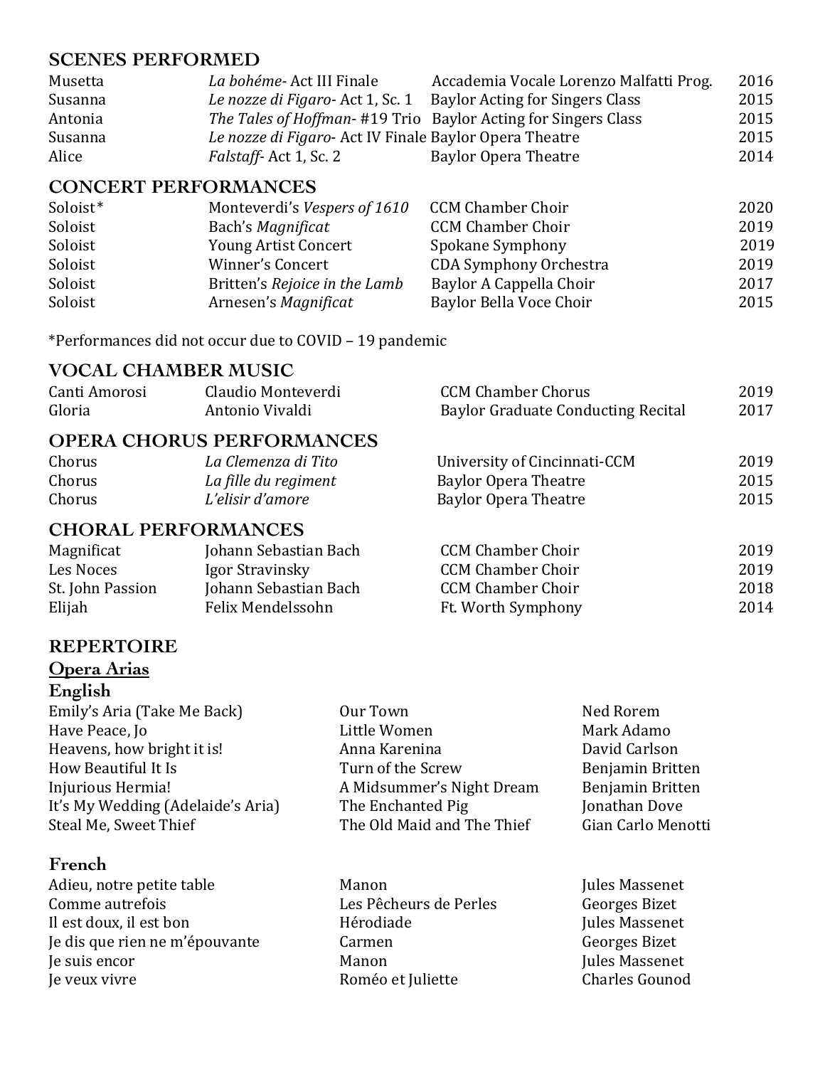## SCENES PERFORMED

| | | | |
|---|---|---|---|
| Musetta | *La bohéme*- Act III Finale | Accademia Vocale Lorenzo Malfatti Prog. | 2016 |
| Susanna | *Le nozze di Figaro*- Act 1, Sc. 1 | Baylor Acting for Singers Class | 2015 |
| Antonia | *The Tales of Hoffman*- #19 Trio | Baylor Acting for Singers Class | 2015 |
| Susanna | *Le nozze di Figaro*- Act IV Finale | Baylor Opera Theatre | 2015 |
| Alice | *Falstaff*- Act 1, Sc. 2 | Baylor Opera Theatre | 2014 |

## CONCERT PERFORMANCES

| | | | |
|---|---|---|---|
| Soloist* | Monteverdi's *Vespers of 1610* | CCM Chamber Choir | 2020 |
| Soloist | Bach's *Magnificat* | CCM Chamber Choir | 2019 |
| Soloist | Young Artist Concert | Spokane Symphony | 2019 |
| Soloist | Winner's Concert | CDA Symphony Orchestra | 2019 |
| Soloist | Britten's *Rejoice in the Lamb* | Baylor A Cappella Choir | 2017 |
| Soloist | Arnesen's *Magnificat* | Baylor Bella Voce Choir | 2015 |

*Performances did not occur due to COVID – 19 pandemic

## VOCAL CHAMBER MUSIC

| | | | |
|---|---|---|---|
| Canti Amorosi | Claudio Monteverdi | CCM Chamber Chorus | 2019 |
| Gloria | Antonio Vivaldi | Baylor Graduate Conducting Recital | 2017 |

## OPERA CHORUS PERFORMANCES

| | | | |
|---|---|---|---|
| Chorus | *La Clemenza di Tito* | University of Cincinnati-CCM | 2019 |
| Chorus | *La fille du regiment* | Baylor Opera Theatre | 2015 |
| Chorus | *L'elisir d'amore* | Baylor Opera Theatre | 2015 |

## CHORAL PERFORMANCES

| | | | |
|---|---|---|---|
| Magnificat | Johann Sebastian Bach | CCM Chamber Choir | 2019 |
| Les Noces | Igor Stravinsky | CCM Chamber Choir | 2019 |
| St. John Passion | Johann Sebastian Bach | CCM Chamber Choir | 2018 |
| Elijah | Felix Mendelssohn | Ft. Worth Symphony | 2014 |

## REPERTOIRE

### Opera Arias

#### English

| | | |
|---|---|---|
| Emily's Aria (Take Me Back) | Our Town | Ned Rorem |
| Have Peace, Jo | Little Women | Mark Adamo |
| Heavens, how bright it is! | Anna Karenina | David Carlson |
| How Beautiful It Is | Turn of the Screw | Benjamin Britten |
| Injurious Hermia! | A Midsummer's Night Dream | Benjamin Britten |
| It's My Wedding (Adelaide's Aria) | The Enchanted Pig | Jonathan Dove |
| Steal Me, Sweet Thief | The Old Maid and The Thief | Gian Carlo Menotti |

#### French

| | | |
|---|---|---|
| Adieu, notre petite table | Manon | Jules Massenet |
| Comme autrefois | Les Pêcheurs de Perles | Georges Bizet |
| Il est doux, il est bon | Hérodiade | Jules Massenet |
| Je dis que rien ne m'épouvante | Carmen | Georges Bizet |
| Je suis encor | Manon | Jules Massenet |
| Je veux vivre | Roméo et Juliette | Charles Gounod |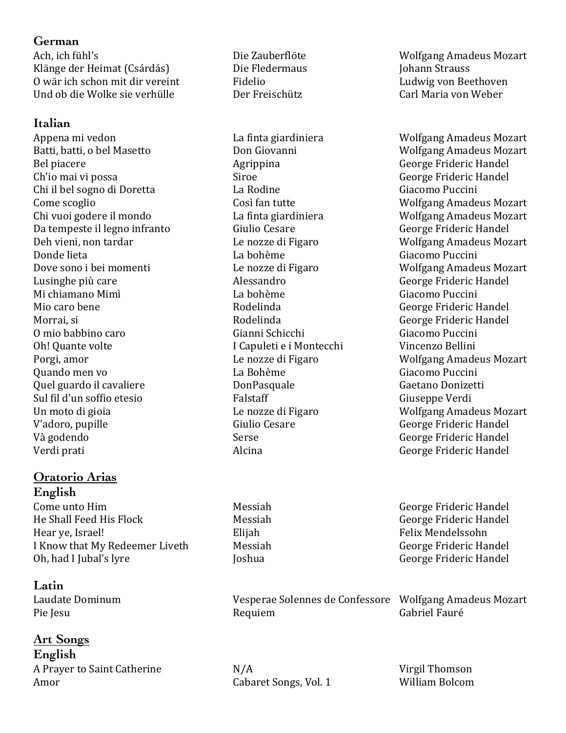### German

| | | |
|---|---|---|
| Ach, ich fühl's | Die Zauberflöte | Wolfgang Amadeus Mozart |
| Klänge der Heimat (Csárdás) | Die Fledermaus | Johann Strauss |
| O wär ich schon mit dir vereint | Fidelio | Ludwig von Beethoven |
| Und ob die Wolke sie verhülle | Der Freischütz | Carl Maria von Weber |

### Italian

| | | |
|---|---|---|
| Appena mi vedon | La finta giardiniera | Wolfgang Amadeus Mozart |
| Batti, batti, o bel Masetto | Don Giovanni | Wolfgang Amadeus Mozart |
| Bel piacere | Agrippina | George Frideric Handel |
| Ch'io mai vi possa | Siroe | George Frideric Handel |
| Chi il bel sogno di Doretta | La Rodine | Giacomo Puccini |
| Come scoglio | Così fan tutte | Wolfgang Amadeus Mozart |
| Chi vuoi godere il mondo | La finta giardiniera | Wolfgang Amadeus Mozart |
| Da tempeste il legno infranto | Giulio Cesare | George Frideric Handel |
| Deh vieni, non tardar | Le nozze di Figaro | Wolfgang Amadeus Mozart |
| Donde lieta | La bohème | Giacomo Puccini |
| Dove sono i bei momenti | Le nozze di Figaro | Wolfgang Amadeus Mozart |
| Lusinghe più care | Alessandro | George Frideric Handel |
| Mi chiamano Mimì | La bohème | Giacomo Puccini |
| Mio caro bene | Rodelinda | George Frideric Handel |
| Morrai, si | Rodelinda | George Frideric Handel |
| O mio babbino caro | Gianni Schicchi | Giacomo Puccini |
| Oh! Quante volte | I Capuleti e i Montecchi | Vincenzo Bellini |
| Porgi, amor | Le nozze di Figaro | Wolfgang Amadeus Mozart |
| Quando men vo | La Bohème | Giacomo Puccini |
| Quel guardo il cavaliere | DonPasquale | Gaetano Donizetti |
| Sul fil d'un soffio etesio | Falstaff | Giuseppe Verdi |
| Un moto di gioia | Le nozze di Figaro | Wolfgang Amadeus Mozart |
| V'adoro, pupille | Giulio Cesare | George Frideric Handel |
| Và godendo | Serse | George Frideric Handel |
| Verdi prati | Alcina | George Frideric Handel |

## <u>Oratorio Arias</u>

### English

| | | |
|---|---|---|
| Come unto Him | Messiah | George Frideric Handel |
| He Shall Feed His Flock | Messiah | George Frideric Handel |
| Hear ye, Israel! | Elijah | Felix Mendelssohn |
| I Know that My Redeemer Liveth | Messiah | George Frideric Handel |
| Oh, had I Jubal's lyre | Joshua | George Frideric Handel |

### Latin

| | | |
|---|---|---|
| Laudate Dominum | Vesperae Solennes de Confessore | Wolfgang Amadeus Mozart |
| Pie Jesu | Requiem | Gabriel Fauré |

## <u>Art Songs</u>

### English

| | | |
|---|---|---|
| A Prayer to Saint Catherine | N/A | Virgil Thomson |
| Amor | Cabaret Songs, Vol. 1 | William Bolcom |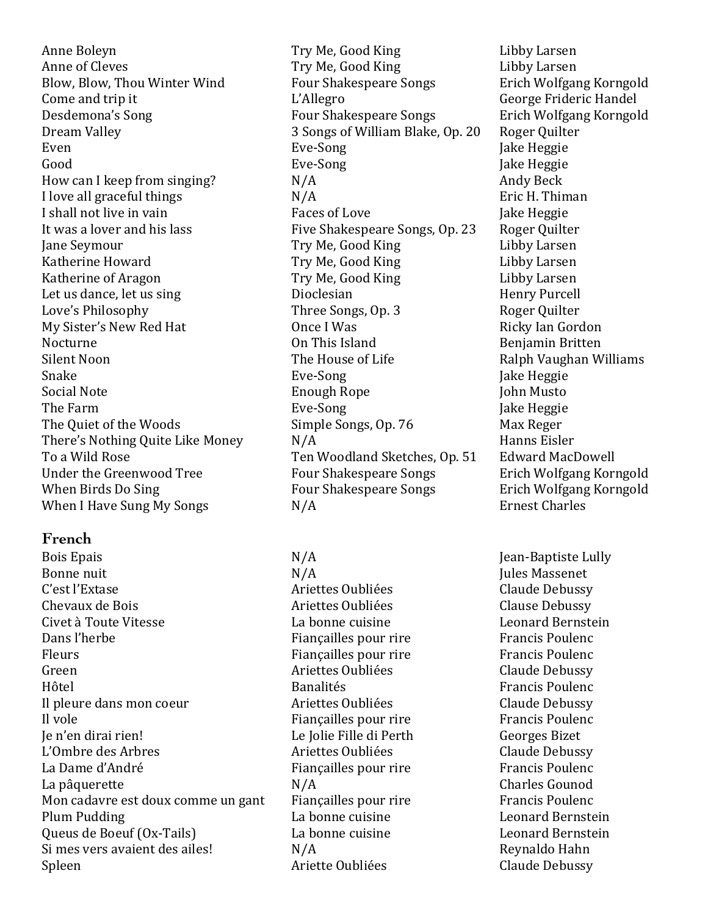| | | |
|---|---|---|
| Anne Boleyn | Try Me, Good King | Libby Larsen |
| Anne of Cleves | Try Me, Good King | Libby Larsen |
| Blow, Blow, Thou Winter Wind | Four Shakespeare Songs | Erich Wolfgang Korngold |
| Come and trip it | L'Allegro | George Frideric Handel |
| Desdemona's Song | Four Shakespeare Songs | Erich Wolfgang Korngold |
| Dream Valley | 3 Songs of William Blake, Op. 20 | Roger Quilter |
| Even | Eve-Song | Jake Heggie |
| Good | Eve-Song | Jake Heggie |
| How can I keep from singing? | N/A | Andy Beck |
| I love all graceful things | N/A | Eric H. Thiman |
| I shall not live in vain | Faces of Love | Jake Heggie |
| It was a lover and his lass | Five Shakespeare Songs, Op. 23 | Roger Quilter |
| Jane Seymour | Try Me, Good King | Libby Larsen |
| Katherine Howard | Try Me, Good King | Libby Larsen |
| Katherine of Aragon | Try Me, Good King | Libby Larsen |
| Let us dance, let us sing | Dioclesian | Henry Purcell |
| Love's Philosophy | Three Songs, Op. 3 | Roger Quilter |
| My Sister's New Red Hat | Once I Was | Ricky Ian Gordon |
| Nocturne | On This Island | Benjamin Britten |
| Silent Noon | The House of Life | Ralph Vaughan Williams |
| Snake | Eve-Song | Jake Heggie |
| Social Note | Enough Rope | John Musto |
| The Farm | Eve-Song | Jake Heggie |
| The Quiet of the Woods | Simple Songs, Op. 76 | Max Reger |
| There's Nothing Quite Like Money | N/A | Hanns Eisler |
| To a Wild Rose | Ten Woodland Sketches, Op. 51 | Edward MacDowell |
| Under the Greenwood Tree | Four Shakespeare Songs | Erich Wolfgang Korngold |
| When Birds Do Sing | Four Shakespeare Songs | Erich Wolfgang Korngold |
| When I Have Sung My Songs | N/A | Ernest Charles |

## French

| | | |
|---|---|---|
| Bois Epais | N/A | Jean-Baptiste Lully |
| Bonne nuit | N/A | Jules Massenet |
| C'est l'Extase | Ariettes Oubliées | Claude Debussy |
| Chevaux de Bois | Ariettes Oubliées | Clause Debussy |
| Civet à Toute Vitesse | La bonne cuisine | Leonard Bernstein |
| Dans l'herbe | Fiançailles pour rire | Francis Poulenc |
| Fleurs | Fiançailles pour rire | Francis Poulenc |
| Green | Ariettes Oubliées | Claude Debussy |
| Hôtel | Banalités | Francis Poulenc |
| Il pleure dans mon coeur | Ariettes Oubliées | Claude Debussy |
| Il vole | Fiançailles pour rire | Francis Poulenc |
| Je n'en dirai rien! | Le Jolie Fille di Perth | Georges Bizet |
| L'Ombre des Arbres | Ariettes Oubliées | Claude Debussy |
| La Dame d'André | Fiançailles pour rire | Francis Poulenc |
| La pâquerette | N/A | Charles Gounod |
| Mon cadavre est doux comme un gant | Fiançailles pour rire | Francis Poulenc |
| Plum Pudding | La bonne cuisine | Leonard Bernstein |
| Queus de Boeuf (Ox-Tails) | La bonne cuisine | Leonard Bernstein |
| Si mes vers avaient des ailes! | N/A | Reynaldo Hahn |
| Spleen | Ariette Oubliées | Claude Debussy |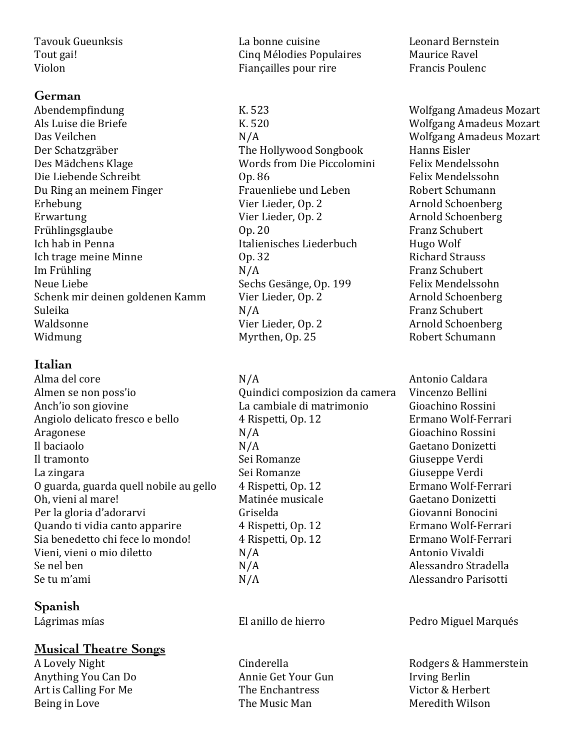| | | |
|---|---|---|
| Tavouk Gueunksis | La bonne cuisine | Leonard Bernstein |
| Tout gai! | Cinq Mélodies Populaires | Maurice Ravel |
| Violon | Fiançailles pour rire | Francis Poulenc |

### German

| | | |
|---|---|---|
| Abendempfindung | K. 523 | Wolfgang Amadeus Mozart |
| Als Luise die Briefe | K. 520 | Wolfgang Amadeus Mozart |
| Das Veilchen | N/A | Wolfgang Amadeus Mozart |
| Der Schatzgräber | The Hollywood Songbook | Hanns Eisler |
| Des Mädchens Klage | Words from Die Piccolomini | Felix Mendelssohn |
| Die Liebende Schreibt | Op. 86 | Felix Mendelssohn |
| Du Ring an meinem Finger | Frauenliebe und Leben | Robert Schumann |
| Erhebung | Vier Lieder, Op. 2 | Arnold Schoenberg |
| Erwartung | Vier Lieder, Op. 2 | Arnold Schoenberg |
| Frühlingsglaube | Op. 20 | Franz Schubert |
| Ich hab in Penna | Italienisches Liederbuch | Hugo Wolf |
| Ich trage meine Minne | Op. 32 | Richard Strauss |
| Im Frühling | N/A | Franz Schubert |
| Neue Liebe | Sechs Gesänge, Op. 199 | Felix Mendelssohn |
| Schenk mir deinen goldenen Kamm | Vier Lieder, Op. 2 | Arnold Schoenberg |
| Suleika | N/A | Franz Schubert |
| Waldsonne | Vier Lieder, Op. 2 | Arnold Schoenberg |
| Widmung | Myrthen, Op. 25 | Robert Schumann |

### Italian

| | | |
|---|---|---|
| Alma del core | N/A | Antonio Caldara |
| Almen se non poss'io | Quindici composizion da camera | Vincenzo Bellini |
| Anch'io son giovine | La cambiale di matrimonio | Gioachino Rossini |
| Angiolo delicato fresco e bello | 4 Rispetti, Op. 12 | Ermano Wolf-Ferrari |
| Aragonese | N/A | Gioachino Rossini |
| Il baciaolo | N/A | Gaetano Donizetti |
| Il tramonto | Sei Romanze | Giuseppe Verdi |
| La zingara | Sei Romanze | Giuseppe Verdi |
| O guarda, guarda quell nobile au gello | 4 Rispetti, Op. 12 | Ermano Wolf-Ferrari |
| Oh, vieni al mare! | Matinée musicale | Gaetano Donizetti |
| Per la gloria d'adorarvi | Griselda | Giovanni Bonocini |
| Quando ti vidia canto apparire | 4 Rispetti, Op. 12 | Ermano Wolf-Ferrari |
| Sia benedetto chi fece lo mondo! | 4 Rispetti, Op. 12 | Ermano Wolf-Ferrari |
| Vieni, vieni o mio diletto | N/A | Antonio Vivaldi |
| Se nel ben | N/A | Alessandro Stradella |
| Se tu m'ami | N/A | Alessandro Parisotti |

### Spanish

| | | |
|---|---|---|
| Lágrimas mías | El anillo de hierro | Pedro Miguel Marqués |

## Musical Theatre Songs

| | | |
|---|---|---|
| A Lovely Night | Cinderella | Rodgers & Hammerstein |
| Anything You Can Do | Annie Get Your Gun | Irving Berlin |
| Art is Calling For Me | The Enchantress | Victor & Herbert |
| Being in Love | The Music Man | Meredith Wilson |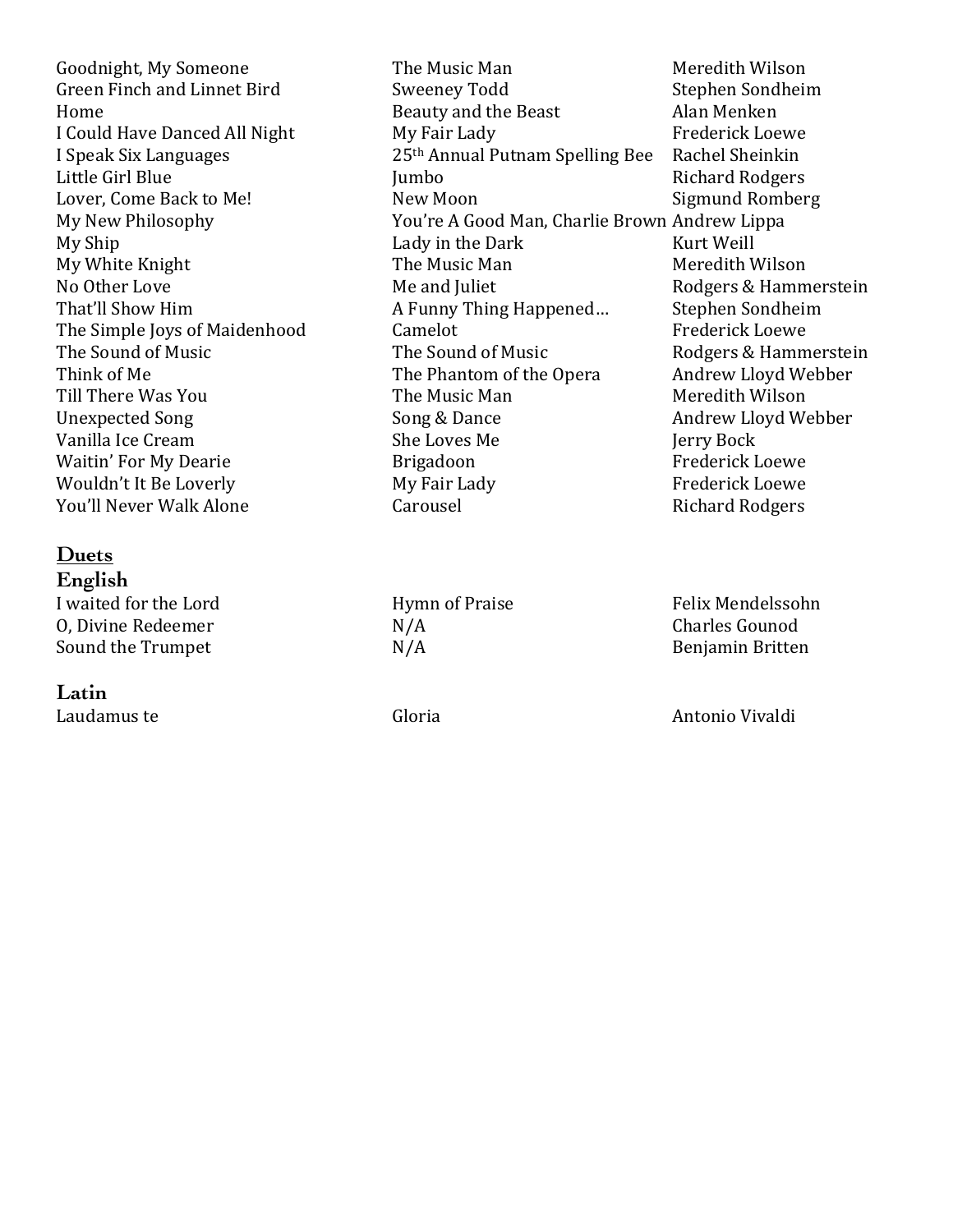| | | |
|---|---|---|
| Goodnight, My Someone | The Music Man | Meredith Wilson |
| Green Finch and Linnet Bird | Sweeney Todd | Stephen Sondheim |
| Home | Beauty and the Beast | Alan Menken |
| I Could Have Danced All Night | My Fair Lady | Frederick Loewe |
| I Speak Six Languages | 25th Annual Putnam Spelling Bee | Rachel Sheinkin |
| Little Girl Blue | Jumbo | Richard Rodgers |
| Lover, Come Back to Me! | New Moon | Sigmund Romberg |
| My New Philosophy | You're A Good Man, Charlie Brown | Andrew Lippa |
| My Ship | Lady in the Dark | Kurt Weill |
| My White Knight | The Music Man | Meredith Wilson |
| No Other Love | Me and Juliet | Rodgers & Hammerstein |
| That'll Show Him | A Funny Thing Happened… | Stephen Sondheim |
| The Simple Joys of Maidenhood | Camelot | Frederick Loewe |
| The Sound of Music | The Sound of Music | Rodgers & Hammerstein |
| Think of Me | The Phantom of the Opera | Andrew Lloyd Webber |
| Till There Was You | The Music Man | Meredith Wilson |
| Unexpected Song | Song & Dance | Andrew Lloyd Webber |
| Vanilla Ice Cream | She Loves Me | Jerry Bock |
| Waitin' For My Dearie | Brigadoon | Frederick Loewe |
| Wouldn't It Be Loverly | My Fair Lady | Frederick Loewe |
| You'll Never Walk Alone | Carousel | Richard Rodgers |

## Duets

### English

| | | |
|---|---|---|
| I waited for the Lord | Hymn of Praise | Felix Mendelssohn |
| O, Divine Redeemer | N/A | Charles Gounod |
| Sound the Trumpet | N/A | Benjamin Britten |

### Latin

| | | |
|---|---|---|
| Laudamus te | Gloria | Antonio Vivaldi |